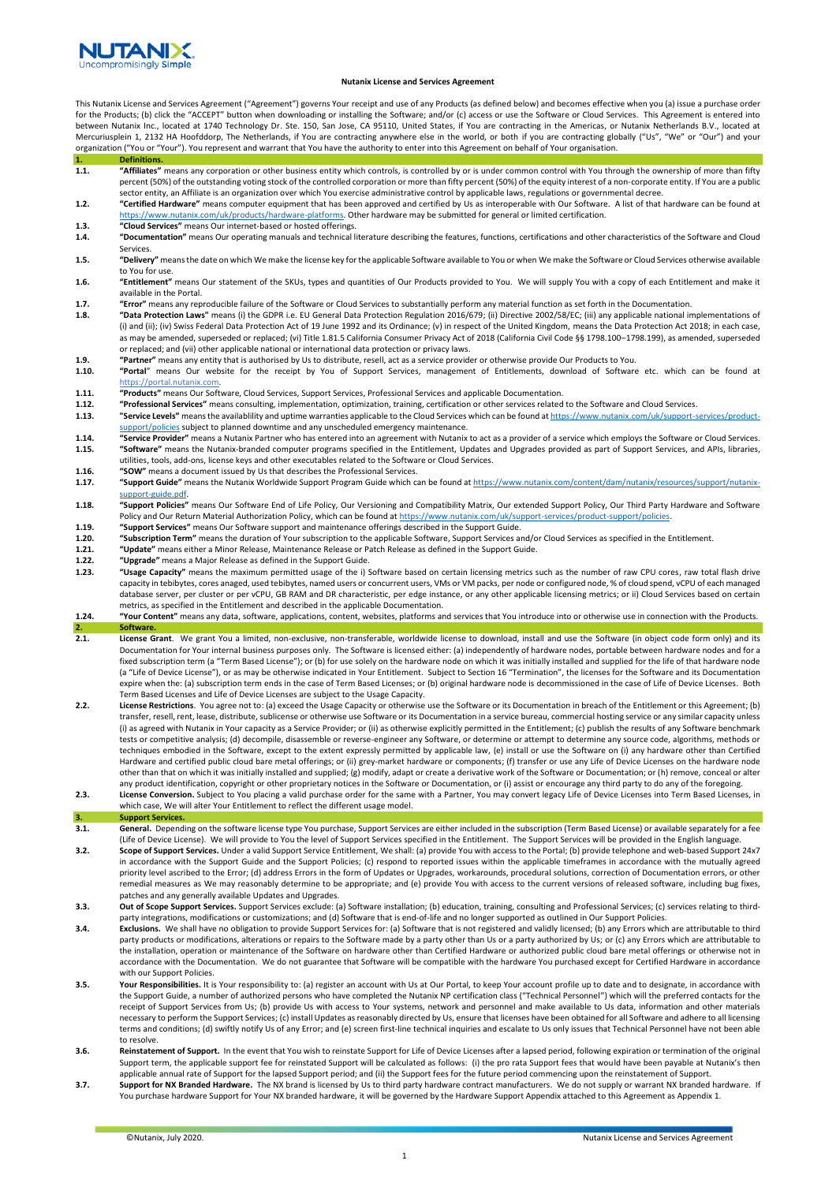# Nutanix License and Services Agreement

This Nutanix License and Services Agreement ("Agreement") governs Your receipt and use of any Products (as defined below) and becomes effective when you (a) issue a purchase order for the Products; (b) click the "ACCEPT" button when downloading or installing the Software; and/or (c) access or use the Software or Cloud Services. This Agreement is entered into between Nutanix Inc., located at 1740 Technology Dr. Ste. 150, San Jose, CA 95110, United States, if You are contracting in the Americas, or Nutanix Netherlands B.V., located at Mercuriusplein 1, 2132 HA Hoofddorp, The Netherlands, if You are contracting anywhere else in the world, or both if you are contracting globally ("Us", "We" or "Our") and your organization ("You or "Your"). You represent and warrant that You have the authority to enter into this Agreement on behalf of Your organisation.

## 1. Definitions.

**1.1.** **"Affiliates"** means any corporation or other business entity which controls, is controlled by or is under common control with You through the ownership of more than fifty percent (50%) of the outstanding voting stock of the controlled corporation or more than fifty percent (50%) of the equity interest of a non-corporate entity. If You are a public sector entity, an Affiliate is an organization over which You exercise administrative control by applicable laws, regulations or governmental decree.

**1.2.** **"Certified Hardware"** means computer equipment that has been approved and certified by Us as interoperable with Our Software. A list of that hardware can be found at https://www.nutanix.com/uk/products/hardware-platforms. Other hardware may be submitted for general or limited certification.

**1.3.** **"Cloud Services"** means Our internet-based or hosted offerings.

**1.4.** **"Documentation"** means Our operating manuals and technical literature describing the features, functions, certifications and other characteristics of the Software and Cloud Services.

**1.5.** **"Delivery"** means the date on which We make the license key for the applicable Software available to You or when We make the Software or Cloud Services otherwise available to You for use.

**1.6.** **"Entitlement"** means Our statement of the SKUs, types and quantities of Our Products provided to You. We will supply You with a copy of each Entitlement and make it available in the Portal.

**1.7.** **"Error"** means any reproducible failure of the Software or Cloud Services to substantially perform any material function as set forth in the Documentation.

**1.8.** **"Data Protection Laws"** means (i) the GDPR i.e. EU General Data Protection Regulation 2016/679; (ii) Directive 2002/58/EC; (iii) any applicable national implementations of (i) and (ii); (iv) Swiss Federal Data Protection Act of 19 June 1992 and its Ordinance; (v) in respect of the United Kingdom, means the Data Protection Act 2018; in each case, as may be amended, superseded or replaced; (vi) Title 1.81.5 California Consumer Privacy Act of 2018 (California Civil Code §§ 1798.100–1798.199), as amended, superseded or replaced; and (vii) other applicable national or international data protection or privacy laws.

**1.9.** **"Partner"** means any entity that is authorised by Us to distribute, resell, act as a service provider or otherwise provide Our Products to You.

**1.10.** **"Portal"** means Our website for the receipt by You of Support Services, management of Entitlements, download of Software etc. which can be found at https://portal.nutanix.com.

**1.11.** **"Products"** means Our Software, Cloud Services, Support Services, Professional Services and applicable Documentation.

**1.12.** **"Professional Services"** means consulting, implementation, optimization, training, certification or other services related to the Software and Cloud Services.

**1.13.** **"Service Levels"** means the availablility and uptime warranties applicable to the Cloud Services which can be found at https://www.nutanix.com/uk/support-services/product-support/policies subject to planned downtime and any unscheduled emergency maintenance.

**1.14.** **"Service Provider"** means a Nutanix Partner who has entered into an agreement with Nutanix to act as a provider of a service which employs the Software or Cloud Services.

**1.15.** **"Software"** means the Nutanix-branded computer programs specified in the Entitlement, Updates and Upgrades provided as part of Support Services, and APIs, libraries, utilities, tools, add-ons, license keys and other executables related to the Software or Cloud Services.

**1.16.** **"SOW"** means a document issued by Us that describes the Professional Services.

**1.17.** **"Support Guide"** means the Nutanix Worldwide Support Program Guide which can be found at https://www.nutanix.com/content/dam/nutanix/resources/support/nutanix-support-guide.pdf.

**1.18.** **"Support Policies"** means Our Software End of Life Policy, Our Versioning and Compatibility Matrix, Our extended Support Policy, Our Third Party Hardware and Software Policy and Our Return Material Authorization Policy, which can be found at https://www.nutanix.com/uk/support-services/product-support/policies.

**1.19.** **"Support Services"** means Our Software support and maintenance offerings described in the Support Guide.

**1.20.** **"Subscription Term"** means the duration of Your subscription to the applicable Software, Support Services and/or Cloud Services as specified in the Entitlement.

**1.21.** **"Update"** means either a Minor Release, Maintenance Release or Patch Release as defined in the Support Guide.

**1.22.** **"Upgrade"** means a Major Release as defined in the Support Guide.

**1.23.** **"Usage Capacity"** means the maximum permitted usage of the i) Software based on certain licensing metrics such as the number of raw CPU cores, raw total flash drive capacity in tebibytes, cores anaged, used tebibytes, named users or concurrent users, VMs or VM packs, per node or configured node, % of cloud spend, vCPU of each managed database server, per cluster or per vCPU, GB RAM and DR characteristic, per edge instance, or any other applicable licensing metrics; or ii) Cloud Services based on certain metrics, as specified in the Entitlement and described in the applicable Documentation.

**1.24.** **"Your Content"** means any data, software, applications, content, websites, platforms and services that You introduce into or otherwise use in connection with the Products.

## 2. Software.

**2.1.** **License Grant**. We grant You a limited, non-exclusive, non-transferable, worldwide license to download, install and use the Software (in object code form only) and its Documentation for Your internal business purposes only. The Software is licensed either: (a) independently of hardware nodes, portable between hardware nodes and for a fixed subscription term (a "Term Based License"); or (b) for use solely on the hardware node on which it was initially installed and supplied for the life of that hardware node (a "Life of Device License"), or as may be otherwise indicated in Your Entitlement. Subject to Section 16 "Termination", the licenses for the Software and its Documentation expire when the: (a) subscription term ends in the case of Term Based Licenses; or (b) original hardware node is decommissioned in the case of Life of Device Licenses. Both Term Based Licenses and Life of Device Licenses are subject to the Usage Capacity.

**2.2.** **License Restrictions**. You agree not to: (a) exceed the Usage Capacity or otherwise use the Software or its Documentation in breach of the Entitlement or this Agreement; (b) transfer, resell, rent, lease, distribute, sublicense or otherwise use Software or its Documentation in a service bureau, commercial hosting service or any similar capacity unless (i) as agreed with Nutanix in Your capacity as a Service Provider; or (ii) as otherwise explicitly permitted in the Entitlement; (c) publish the results of any Software benchmark tests or competitive analysis; (d) decompile, disassemble or reverse-engineer any Software, or determine or attempt to determine any source code, algorithms, methods or techniques embodied in the Software, except to the extent expressly permitted by applicable law, (e) install or use the Software on (i) any hardware other than Certified Hardware and certified public cloud bare metal offerings; or (ii) grey-market hardware or components; (f) transfer or use any Life of Device Licenses on the hardware node other than that on which it was initially installed and supplied; (g) modify, adapt or create a derivative work of the Software or Documentation; or (h) remove, conceal or alter any product identification, copyright or other proprietary notices in the Software or Documentation, or (i) assist or encourage any third party to do any of the foregoing.

**2.3.** **License Conversion.** Subject to You placing a valid purchase order for the same with a Partner, You may convert legacy Life of Device Licenses into Term Based Licenses, in which case, We will alter Your Entitlement to reflect the different usage model.

## 3. Support Services.

**3.1.** **General.** Depending on the software license type You purchase, Support Services are either included in the subscription (Term Based License) or available separately for a fee (Life of Device License). We will provide to You the level of Support Services specified in the Entitlement. The Support Services will be provided in the English language.

**3.2.** **Scope of Support Services.** Under a valid Support Service Entitlement, We shall: (a) provide You with access to the Portal; (b) provide telephone and web-based Support 24x7 in accordance with the Support Guide and the Support Policies; (c) respond to reported issues within the applicable timeframes in accordance with the mutually agreed priority level ascribed to the Error; (d) address Errors in the form of Updates or Upgrades, workarounds, procedural solutions, correction of Documentation errors, or other remedial measures as We may reasonably determine to be appropriate; and (e) provide You with access to the current versions of released software, including bug fixes, patches and any generally available Updates and Upgrades.

**3.3.** **Out of Scope Support Services.** Support Services exclude: (a) Software installation; (b) education, training, consulting and Professional Services; (c) services relating to third-party integrations, modifications or customizations; and (d) Software that is end-of-life and no longer supported as outlined in Our Support Policies.

**3.4.** **Exclusions.** We shall have no obligation to provide Support Services for: (a) Software that is not registered and validly licensed; (b) any Errors which are attributable to third party products or modifications, alterations or repairs to the Software made by a party other than Us or a party authorized by Us; or (c) any Errors which are attributable to the installation, operation or maintenance of the Software on hardware other than Certified Hardware or authorized public cloud bare metal offerings or otherwise not in accordance with the Documentation. We do not guarantee that Software will be compatible with the hardware You purchased except for Certified Hardware in accordance with our Support Policies.

**3.5.** **Your Responsibilities.** It is Your responsibility to: (a) register an account with Us at Our Portal, to keep Your account profile up to date and to designate, in accordance with the Support Guide, a number of authorized persons who have completed the Nutanix NP certification class ("Technical Personnel") which will the preferred contacts for the receipt of Support Services from Us; (b) provide Us with access to Your systems, network and personnel and make available to Us data, information and other materials necessary to perform the Support Services; (c) install Updates as reasonably directed by Us, ensure that licenses have been obtained for all Software and adhere to all licensing terms and conditions; (d) swiftly notify Us of any Error; and (e) screen first-line technical inquiries and escalate to Us only issues that Technical Personnel have not been able to resolve.

**3.6.** **Reinstatement of Support.** In the event that You wish to reinstate Support for Life of Device Licenses after a lapsed period, following expiration or termination of the original Support term, the applicable support fee for reinstated Support will be calculated as follows: (i) the pro rata Support fees that would have been payable at Nutanix's then applicable annual rate of Support for the lapsed Support period; and (ii) the Support fees for the future period commencing upon the reinstatement of Support.

**3.7.** **Support for NX Branded Hardware.** The NX brand is licensed by Us to third party hardware contract manufacturers. We do not supply or warrant NX branded hardware. If You purchase hardware Support for Your NX branded hardware, it will be governed by the Hardware Support Appendix attached to this Agreement as Appendix 1.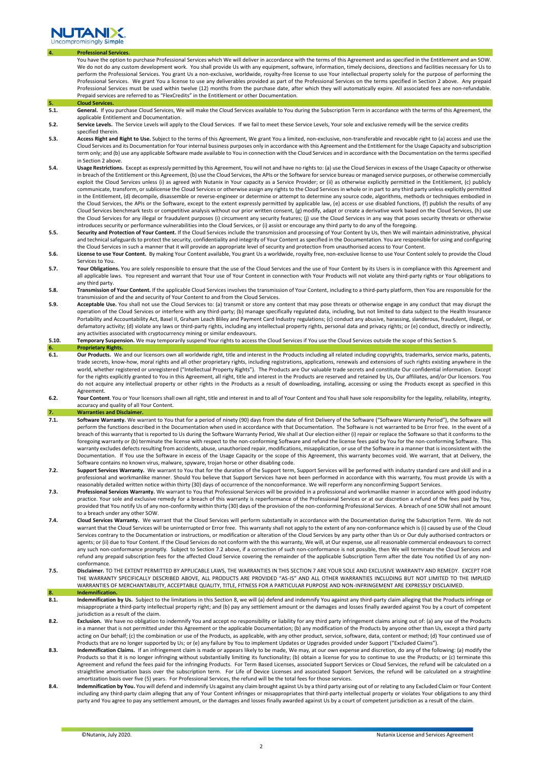## 4. Professional Services.

You have the option to purchase Professional Services which We will deliver in accordance with the terms of this Agreement and as specified in the Entitlement and an SOW. We do not do any custom development work. You shall provide Us with any equipment, software, information, timely decisions, directions and facilities necessary for Us to perform the Professional Services. You grant Us a non-exclusive, worldwide, royalty-free license to use Your intellectual property solely for the purpose of performing the Professional Services. We grant You a license to use any deliverables provided as part of the Professional Services on the terms specified in Section 2 above. Any prepaid Professional Services must be used within twelve (12) months from the purchase date, after which they will automatically expire. All associated fees are non-refundable. Prepaid services are referred to as "FlexCredits" in the Entitlement or other Documentation.

## 5. Cloud Services.

**5.1. General.** If you purchase Cloud Services, We will make the Cloud Services available to You during the Subscription Term in accordance with the terms of this Agreement, the applicable Entitlement and Documentation.

**5.2. Service Levels.** The Service Levels will apply to the Cloud Services. If we fail to meet these Service Levels, Your sole and exclusive remedy will be the service credits specified therein.

**5.3. Access Right and Right to Use.** Subject to the terms of this Agreement, We grant You a limited, non-exclusive, non-transferable and revocable right to (a) access and use the Cloud Services and its Documentation for Your internal business purposes only in accordance with this Agreement and the Entitlement for the Usage Capacity and subscription term only; and (b) use any applicable Software made available to You in connection with the Cloud Services and in accordance with the Documentation on the terms specified in Section 2 above.

**5.4. Usage Restrictions.** Except as expressly permitted by this Agreement, You will not and have no rights to: (a) use the Cloud Services in excess of the Usage Capacity or otherwise in breach of the Entitlement or this Agreement, (b) use the Cloud Services, the APIs or the Software for service bureau or managed service purposes, or otherwise commercially exploit the Cloud Services unless (i) as agreed with Nutanix in Your capacity as a Service Provider; or (ii) as otherwise explicitly permitted in the Entitlement, (c) publicly communicate, transform, or sublicense the Cloud Services or otherwise assign any rights to the Cloud Services in whole or in part to any third party unless explicitly permitted in the Entitlement, (d) decompile, disassemble or reverse-engineer or determine or attempt to determine any source code, algorithms, methods or techniques embodied in the Cloud Services, the APIs or the Software, except to the extent expressly permitted by applicable law, (e) access or use disabled functions, (f) publish the results of any Cloud Services benchmark tests or competitive analysis without our prior written consent, (g) modify, adapt or create a derivative work based on the Cloud Services, (h) use the Cloud Services for any illegal or fraudulent purposes (i) circumvent any security features; (j) use the Cloud Services in any way that poses security threats or otherwise introduces security or performance vulnerabilities into the Cloud Services, or (i) assist or encourage any third party to do any of the foregoing.

**5.5. Security and Protection of Your Content.** If the Cloud Services include the transmission and processing of Your Content by Us, then We will maintain administrative, physical and technical safeguards to protect the security, confidentiality and integrity of Your Content as specified in the Documentation. You are responsible for using and configuring the Cloud Services in such a manner that it will provide an appropriate level of security and protection from unauthorised access to Your Content.

**5.6. License to use Your Content.** By making Your Content available, You grant Us a worldwide, royalty free, non-exclusive license to use Your Content solely to provide the Cloud Services to You.

**5.7. Your Obligations.** You are solely responsible to ensure that the use of the Cloud Services and the use of Your Content by its Users is in compliance with this Agreement and all applicable laws. You represent and warrant that Your use of Your Content in connection with Your Products will not violate any third-party rights or Your obligations to any third party.

**5.8. Transmission of Your Content.** If the applicable Cloud Services involves the transmission of Your Content, including to a third-party platform, then You are responsible for the transmission of and the and security of Your Content to and from the Cloud Services.

**5.9. Acceptable Use.** You shall not use the Cloud Services to: (a) transmit or store any content that may pose threats or otherwise engage in any conduct that may disrupt the operation of the Cloud Services or interfere with any third-party; (b) manage specifically regulated data, including, but not limited to data subject to the Health Insurance Portability and Accountability Act, Basel II, Graham Leach Bliley and Payment Card Industry regulations; (c) conduct any abusive, harassing, slanderous, fraudulent, illegal, or defamatory activity; (d) violate any laws or third-party rights, including any intellectual property rights, personal data and privacy rights; or (e) conduct, directly or indirectly, any activities associated with cryptocurrency mining or similar endeavours.

**5.10. Temporary Suspension.** We may temporarily suspend Your rights to access the Cloud Services if You use the Cloud Services outside the scope of this Section 5.

## 6. Proprietary Rights.

**6.1. Our Products.** We and our licensors own all worldwide right, title and interest in the Products including all related including copyrights, trademarks, service marks, patents, trade secrets, know-how, moral rights and all other proprietary rights, including registrations, applications, renewals and extensions of such rights existing anywhere in the world, whether registered or unregistered ("Intellectual Property Rights"). The Products are Our valuable trade secrets and constitute Our confidential information. Except for the rights explicitly granted to You in this Agreement, all right, title and interest in the Products are reserved and retained by Us, Our affiliates, and/or Our licensors. You do not acquire any intellectual property or other rights in the Products as a result of downloading, installing, accessing or using the Products except as specified in this Agreement.

**6.2. Your Content**. You or Your licensors shall own all right, title and interest in and to all of Your Content and You shall have sole responsibility for the legality, reliability, integrity, accuracy and quality of all Your Content.

## 7. Warranties and Disclaimer.

**7.1. Software Warranty.** We warrant to You that for a period of ninety (90) days from the date of first Delivery of the Software ("Software Warranty Period"), the Software will perform the functions described in the Documentation when used in accordance with that Documentation. The Software is not warranted to be Error free. In the event of a breach of this warranty that is reported to Us during the Software Warranty Period, We shall at Our election either (i) repair or replace the Software so that it conforms to the foregoing warranty or (b) terminate the license with respect to the non-conforming Software and refund the license fees paid by You for the non-conforming Software. This warranty excludes defects resulting from accidents, abuse, unauthorized repair, modifications, misapplication, or use of the Software in a manner that is inconsistent with the Documentation. If You use the Software in excess of the Usage Capacity or the scope of this Agreement, this warranty becomes void. We warrant, that at Delivery, the Software contains no known virus, malware, spyware, trojan horse or other disabling code.

**7.2. Support Services Warranty.** We warrant to You that for the duration of the Support term, Support Services will be performed with industry standard care and skill and in a professional and workmanlike manner. Should You believe that Support Services have not been performed in accordance with this warranty, You must provide Us with a reasonably detailed written notice within thirty (30) days of occurrence of the nonconformance. We will reperform any nonconfirming Support Services.

**7.3. Professional Services Warranty.** We warrant to You that Professional Services will be provided in a professional and workmanlike manner in accordance with good industry practice. Your sole and exclusive remedy for a breach of this warranty is reperformance of the Professional Services or at our discretion a refund of the fees paid by You, provided that You notify Us of any non-conformity within thirty (30) days of the provision of the non-conforming Professional Services. A breach of one SOW shall not amount to a breach under any other SOW.

**7.4. Cloud Services Warranty.** We warrant that the Cloud Services will perform substantially in accordance with the Documentation during the Subscription Term. We do not warrant that the Cloud Services will be uninterrupted or Error free. This warranty shall not apply to the extent of any non-conformance which is (i) caused by use of the Cloud Services contrary to the Documentation or instructions, or modification or alteration of the Cloud Services by any party other than Us or Our duly authorised contractors or agents; or (ii) due to Your Content. If the Cloud Services do not conform with this warranty, We will, at Our expense, use all reasonable commercial endeavours to correct any such non-conformance promptly. Subject to Section 7.2 above, if a correction of such non-conformance is not possible, then We will terminate the Cloud Services and refund any prepaid subscription fees for the affected Cloud Service covering the remainder of the applicable Subscription Term after the date You notified Us of any non-conformance.

**7.5. Disclaimer.** TO THE EXTENT PERMITTED BY APPLICABLE LAWS, THE WARRANTIES IN THIS SECTION 7 ARE YOUR SOLE AND EXCLUSIVE WARRANTY AND REMEDY. EXCEPT FOR THE WARRANTY SPECIFICALLY DESCRIBED ABOVE, ALL PRODUCTS ARE PROVIDED "AS-IS" AND ALL OTHER WARRANTIES INCLUDING BUT NOT LIMITED TO THE IMPLIED WARRANTIES OF MERCHANTABILITY, ACCEPTABLE QUALITY, TITLE, FITNESS FOR A PARTICULAR PURPOSE AND NON-INFRINGEMENT ARE EXPRESSLY DISCLAIMED.

## 8. Indemnification.

**8.1. Indemnification by Us.** Subject to the limitations in this Section 8, we will (a) defend and indemnify You against any third-party claim alleging that the Products infringe or misappropriate a third-party intellectual property right; and (b) pay any settlement amount or the damages and losses finally awarded against You by a court of competent jurisdiction as a result of the claim.

**8.2. Exclusion.** We have no obligation to indemnify You and accept no responsibility or liability for any third party infringement claims arising out of: (a) any use of the Products in a manner that is not permitted under this Agreement or the applicable Documentation; (b) any modification of the Products by anyone other than Us, except a third party acting on Our behalf; (c) the combination or use of the Products, as applicable, with any other product, service, software, data, content or method; (d) Your continued use of Products that are no longer supported by Us; or (e) any failure by You to implement Updates or Upgrades provided under Support ("Excluded Claims").

**8.3. Indemnification Claims.** If an infringement claim is made or appears likely to be made, We may, at our own expense and discretion, do any of the following: (a) modify the Products so that it is no longer infringing without substantially limiting its functionality; (b) obtain a license for you to continue to use the Products; or (c) terminate this Agreement and refund the fees paid for the infringing Products. For Term Based Licenses, associated Support Services or Cloud Services, the refund will be calculated on a straightline amortisation basis over the subscription term. For Life of Device Licenses and associated Support Services, the refund will be calculated on a straightline amortization basis over five (5) years. For Professional Services, the refund will be the total fees for those services.

**8.4. Indemnification by You.** You will defend and indemnify Us against any claim brought against Us by a third party arising out of or relating to any Excluded Claim or Your Content including any third-party claim alleging that any of Your Content infringes or misappropriates that third-party intellectual property or violates Your obligations to any third party and You agree to pay any settlement amount, or the damages and losses finally awarded against Us by a court of competent jurisdiction as a result of the claim.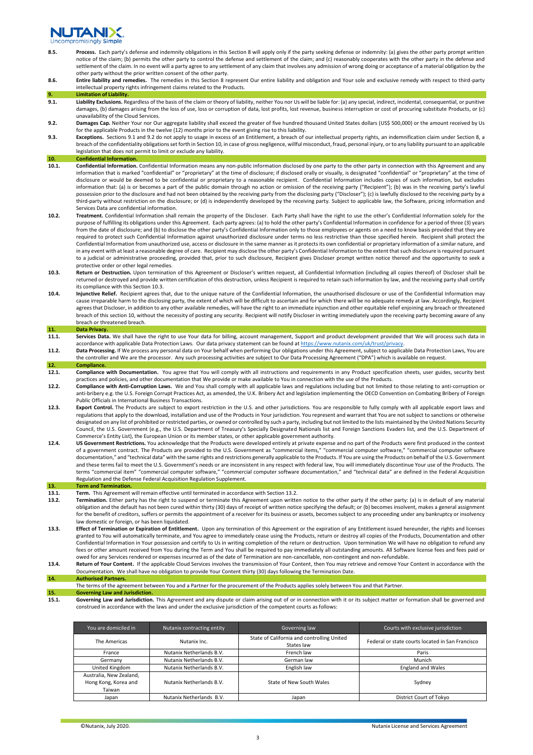**8.5. Process.** Each party's defense and indemnity obligations in this Section 8 will apply only if the party seeking defense or indemnity: (a) gives the other party prompt written notice of the claim; (b) permits the other party to control the defense and settlement of the claim; and (c) reasonably cooperates with the other party in the defense and settlement of the claim. In no event will a party agree to any settlement of any claim that involves any admission of wrong doing or acceptance of a material obligation by the other party without the prior written consent of the other party.

**8.6. Entire liability and remedies.** The remedies in this Section 8 represent Our entire liability and obligation and Your sole and exclusive remedy with respect to third-party intellectual property rights infringement claims related to the Products.

## 9. Limitation of Liability.

**9.1. Liability Exclusions.** Regardless of the basis of the claim or theory of liability, neither You nor Us will be liable for: (a) any special, indirect, incidental, consequential, or punitive damages, (b) damages arising from the loss of use, loss or corruption of data, lost profits, lost revenue, business interruption or cost of procuring substitute Products, or (c) unavailability of the Cloud Services.

**9.2. Damages Cap.** Neither Your nor Our aggregate liability shall exceed the greater of five hundred thousand United States dollars (US$ 500,000) or the amount received by Us for the applicable Products in the twelve (12) months prior to the event giving rise to this liability.

**9.3. Exceptions.** Sections 9.1 and 9.2 do not apply to usage in excess of an Entitlement, a breach of our intellectual property rights, an indemnification claim under Section 8, a breach of the confidentiality obligations set forth in Section 10, in case of gross negligence, willful misconduct, fraud, personal injury, or to any liability pursuant to an applicable legislation that does not permit to limit or exclude any liability.

## 10. Confidential Information.

**10.1. Confidential Information.** Confidential Information means any non-public information disclosed by one party to the other party in connection with this Agreement and any information that is marked "confidential" or "proprietary" at the time of disclosure; if disclosed orally or visually, is designated "confidential" or "proprietary" at the time of disclosure or would be deemed to be confidential or proprietary to a reasonable recipient. Confidential Information includes copies of such information, but excludes information that: (a) is or becomes a part of the public domain through no action or omission of the receiving party ("Recipient"); (b) was in the receiving party's lawful possession prior to the disclosure and had not been obtained by the receiving party from the disclosing party ("Discloser"); (c) is lawfully disclosed to the receiving party by a third-party without restriction on the disclosure; or (d) is independently developed by the receiving party. Subject to applicable law, the Software, pricing information and Services Data are confidential information.

**10.2. Treatment.** Confidential Information shall remain the property of the Discloser. Each Party shall have the right to use the other's Confidential Information solely for the purpose of fulfilling its obligations under this Agreement. Each party agrees: (a) to hold the other party's Confidential Information in confidence for a period of three (3) years from the date of disclosure; and (b) to disclose the other party's Confidential Information only to those employees or agents on a need to know basis provided that they are required to protect such Confidential Information against unauthorized disclosure under terms no less restrictive than those specified herein. Recipient shall protect the Confidential Information from unauthorized use, access or disclosure in the same manner as it protects its own confidential or proprietary information of a similar nature, and in any event with at least a reasonable degree of care. Recipient may disclose the other party's Confidential Information to the extent that such disclosure is required pursuant to a judicial or administrative proceeding, provided that, prior to such disclosure, Recipient gives Discloser prompt written notice thereof and the opportunity to seek a protective order or other legal remedies.

**10.3. Return or Destruction.** Upon termination of this Agreement or Discloser's written request, all Confidential Information (including all copies thereof) of Discloser shall be returned or destroyed and provide written certification of this destruction, unless Recipient is required to retain such information by law, and the receiving party shall certify its compliance with this Section 10.3.

**10.4. Injunctive Relief.** Recipient agrees that, due to the unique nature of the Confidential Information, the unauthorised disclosure or use of the Confidential Information may cause irreparable harm to the disclosing party, the extent of which will be difficult to ascertain and for which there will be no adequate remedy at law. Accordingly, Recipient agrees that Discloser, in addition to any other available remedies, will have the right to an immediate injunction and other equitable relief enjoining any breach or threatened breach of this section 10, without the necessity of posting any security. Recipient will notify Discloser in writing immediately upon the receiving party becoming aware of any breach or threatened breach.

## 11. Data Privacy.

**11.1. Services Data.** We shall have the right to use Your data for billing, account management, Support and product development provided that We will process such data in accordance with applicable Data Protection Laws. Our data privacy statement can be found at https://www.nutanix.com/uk/trust/privacy.

**11.2. Data Processing.** If We process any personal data on Your behalf when performing Our obligations under this Agreement, subject to applicable Data Protection Laws, You are the controller and We are the processor. Any such processing activities are subject to Our Data Processing Agreement ("DPA") which is available on request.

## 12. Compliance.

**12.1. Compliance with Documentation.** You agree that You will comply with all instructions and requirements in any Product specification sheets, user guides, security best practices and policies, and other documentation that We provide or make available to You in connection with the use of the Products.

**12.2. Compliance with Anti-Corruption Laws.** We and You shall comply with all applicable laws and regulations including but not limited to those relating to anti-corruption or anti-bribery e.g. the U.S. Foreign Corrupt Practices Act, as amended, the U.K. Bribery Act and legislation implementing the OECD Convention on Combating Bribery of Foreign Public Officials in International Business Transactions.

**12.3. Export Control.** The Products are subject to export restriction in the U.S. and other jurisdictions. You are responsible to fully comply with all applicable export laws and regulations that apply to the download, installation and use of the Products in Your jurisdiction. You represent and warrant that You are not subject to sanctions or otherwise designated on any list of prohibited or restricted parties, or owned or controlled by such a party, including but not limited to the lists maintained by the United Nations Security Council, the U.S. Government (e.g., the U.S. Department of Treasury's Specially Designated Nationals list and Foreign Sanctions Evaders list, and the U.S. Department of Commerce's Entity List), the European Union or its member states, or other applicable government authority.

**12.4. US Government Restrictions.** You acknowledge that the Products were developed entirely at private expense and no part of the Products were first produced in the context of a government contract. The Products are provided to the U.S. Government as "commercial items," "commercial computer software," "commercial computer software documentation," and "technical data" with the same rights and restrictions generally applicable to the Products. If You are using the Products on behalf of the U.S. Government and these terms fail to meet the U.S. Government's needs or are inconsistent in any respect with federal law, You will immediately discontinue Your use of the Products. The terms "commercial item" "commercial computer software," "commercial computer software documentation," and "technical data" are defined in the Federal Acquisition Regulation and the Defense Federal Acquisition Regulation Supplement.

## 13. Term and Termination.

**13.1. Term.** This Agreement will remain effective until terminated in accordance with Section 13.2.

**13.2. Termination.** Either party has the right to suspend or terminate this Agreement upon written notice to the other party if the other party: (a) is in default of any material obligation and the default has not been cured within thirty (30) days of receipt of written notice specifying the default; or (b) becomes insolvent, makes a general assignment for the benefit of creditors, suffers or permits the appointment of a receiver for its business or assets, becomes subject to any proceeding under any bankruptcy or insolvency law domestic or foreign, or has been liquidated.

**13.3. Effect of Termination or Expiration of Entitlement.** Upon any termination of this Agreement or the expiration of any Entitlement issued hereunder, the rights and licenses granted to You will automatically terminate, and You agree to immediately cease using the Products, return or destroy all copies of the Products, Documentation and other Confidential Information in Your possession and certify to Us in writing completion of the return or destruction. Upon termination We will have no obligation to refund any fees or other amount received from You during the Term and You shall be required to pay immediately all outstanding amounts. All Software license fees and fees paid or owed for any Services rendered or expenses incurred as of the date of Termination are non-cancellable, non-contingent and non-refundable.

**13.4. Return of Your Content.** If the applicable Cloud Services involves the transmission of Your Content, then You may retrieve and remove Your Content in accordance with the Documentation. We shall have no obligation to provide Your Content thirty (30) days following the Termination Date.

## 14. Authorised Partners.

The terms of the agreement between You and a Partner for the procurement of the Products applies solely between You and that Partner.

## 15. Governing Law and Jurisdiction.

**15.1. Governing Law and Jurisdiction.** This Agreement and any dispute or claim arising out of or in connection with it or its subject matter or formation shall be governed and construed in accordance with the laws and under the exclusive jurisdiction of the competent courts as follows:

| You are domiciled in | Nutanix contracting entity | Governing law | Courts with exclusive jurisdiction |
|---|---|---|---|
| The Americas | Nutanix Inc. | State of California and controlling United States law | Federal or state courts located in San Francisco |
| France | Nutanix Netherlands B.V. | French law | Paris |
| Germany | Nutanix Netherlands B.V. | German law | Munich |
| United Kingdom | Nutanix Netherlands B.V. | English law | England and Wales |
| Australia, New Zealand, Hong Kong, Korea and Taiwan | Nutanix Netherlands B.V. | State of New South Wales | Sydney |
| Japan | Nutanix Netherlands B.V. | Japan | District Court of Tokyo |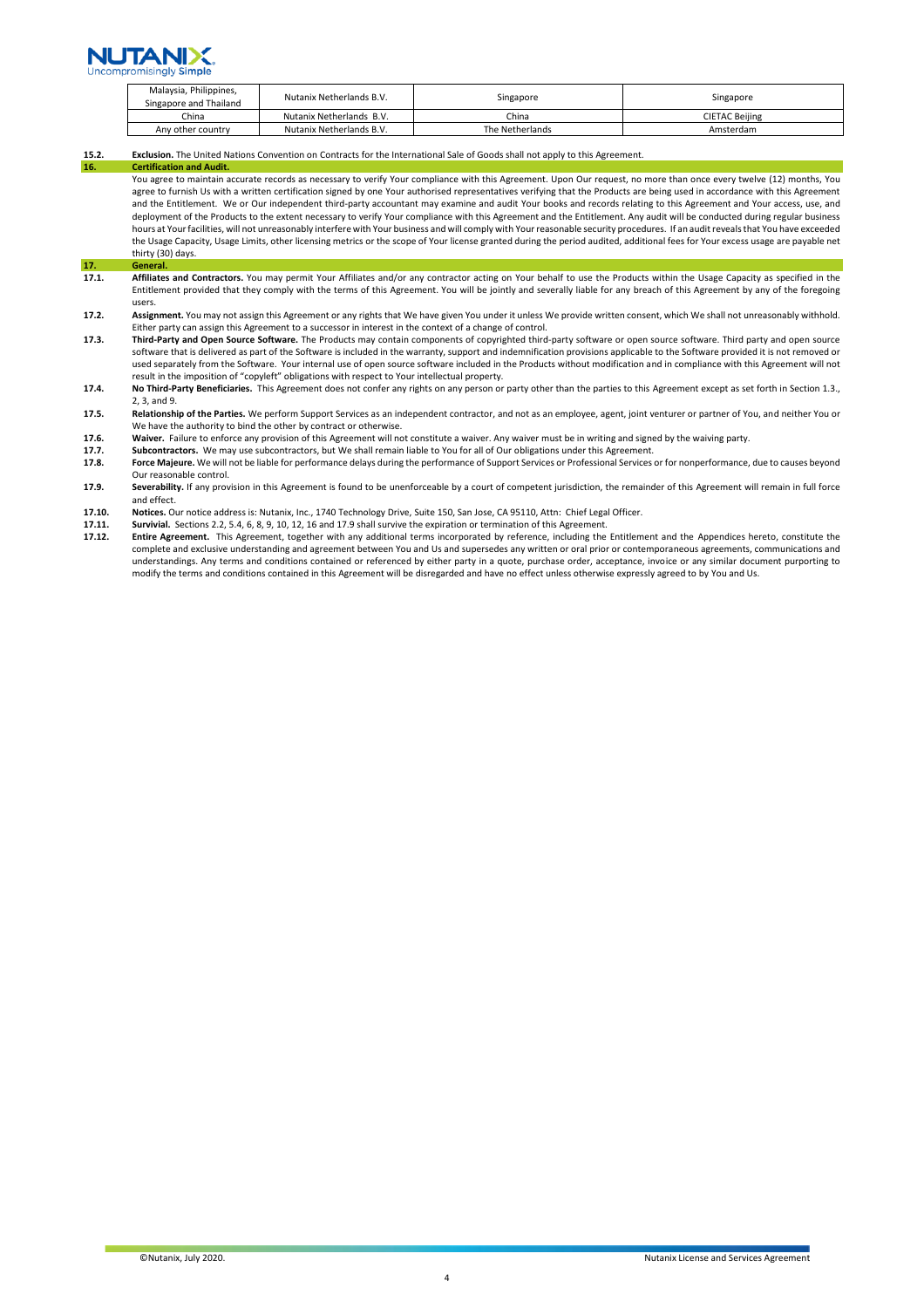| Malaysia, Philippines, Singapore and Thailand | Nutanix Netherlands B.V. | Singapore | Singapore |
| --- | --- | --- | --- |
| China | Nutanix Netherlands B.V. | China | CIETAC Beijing |
| Any other country | Nutanix Netherlands B.V. | The Netherlands | Amsterdam |

**15.2. Exclusion.** The United Nations Convention on Contracts for the International Sale of Goods shall not apply to this Agreement.

## 16. Certification and Audit.

You agree to maintain accurate records as necessary to verify Your compliance with this Agreement. Upon Our request, no more than once every twelve (12) months, You agree to furnish Us with a written certification signed by one Your authorised representatives verifying that the Products are being used in accordance with this Agreement and the Entitlement. We or Our independent third-party accountant may examine and audit Your books and records relating to this Agreement and Your access, use, and deployment of the Products to the extent necessary to verify Your compliance with this Agreement and the Entitlement. Any audit will be conducted during regular business hours at Your facilities, will not unreasonably interfere with Your business and will comply with Your reasonable security procedures. If an audit reveals that You have exceeded the Usage Capacity, Usage Limits, other licensing metrics or the scope of Your license granted during the period audited, additional fees for Your excess usage are payable net thirty (30) days.

## 17. General.

**17.1. Affiliates and Contractors.** You may permit Your Affiliates and/or any contractor acting on Your behalf to use the Products within the Usage Capacity as specified in the Entitlement provided that they comply with the terms of this Agreement. You will be jointly and severally liable for any breach of this Agreement by any of the foregoing users.

**17.2. Assignment.** You may not assign this Agreement or any rights that We have given You under it unless We provide written consent, which We shall not unreasonably withhold. Either party can assign this Agreement to a successor in interest in the context of a change of control.

**17.3. Third-Party and Open Source Software.** The Products may contain components of copyrighted third-party software or open source software. Third party and open source software that is delivered as part of the Software is included in the warranty, support and indemnification provisions applicable to the Software provided it is not removed or used separately from the Software. Your internal use of open source software included in the Products without modification and in compliance with this Agreement will not result in the imposition of "copyleft" obligations with respect to Your intellectual property.

**17.4. No Third-Party Beneficiaries.** This Agreement does not confer any rights on any person or party other than the parties to this Agreement except as set forth in Section 1.3., 2, 3, and 9.

**17.5. Relationship of the Parties.** We perform Support Services as an independent contractor, and not as an employee, agent, joint venturer or partner of You, and neither You or We have the authority to bind the other by contract or otherwise.

**17.6. Waiver.** Failure to enforce any provision of this Agreement will not constitute a waiver. Any waiver must be in writing and signed by the waiving party.

**17.7. Subcontractors.** We may use subcontractors, but We shall remain liable to You for all of Our obligations under this Agreement.

**17.8. Force Majeure.** We will not be liable for performance delays during the performance of Support Services or Professional Services or for nonperformance, due to causes beyond Our reasonable control.

**17.9. Severability.** If any provision in this Agreement is found to be unenforceable by a court of competent jurisdiction, the remainder of this Agreement will remain in full force and effect.

**17.10. Notices.** Our notice address is: Nutanix, Inc., 1740 Technology Drive, Suite 150, San Jose, CA 95110, Attn: Chief Legal Officer.

**17.11. Survivial.** Sections 2.2, 5.4, 6, 8, 9, 10, 12, 16 and 17.9 shall survive the expiration or termination of this Agreement.

**17.12. Entire Agreement.** This Agreement, together with any additional terms incorporated by reference, including the Entitlement and the Appendices hereto, constitute the complete and exclusive understanding and agreement between You and Us and supersedes any written or oral prior or contemporaneous agreements, communications and understandings. Any terms and conditions contained or referenced by either party in a quote, purchase order, acceptance, invoice or any similar document purporting to modify the terms and conditions contained in this Agreement will be disregarded and have no effect unless otherwise expressly agreed to by You and Us.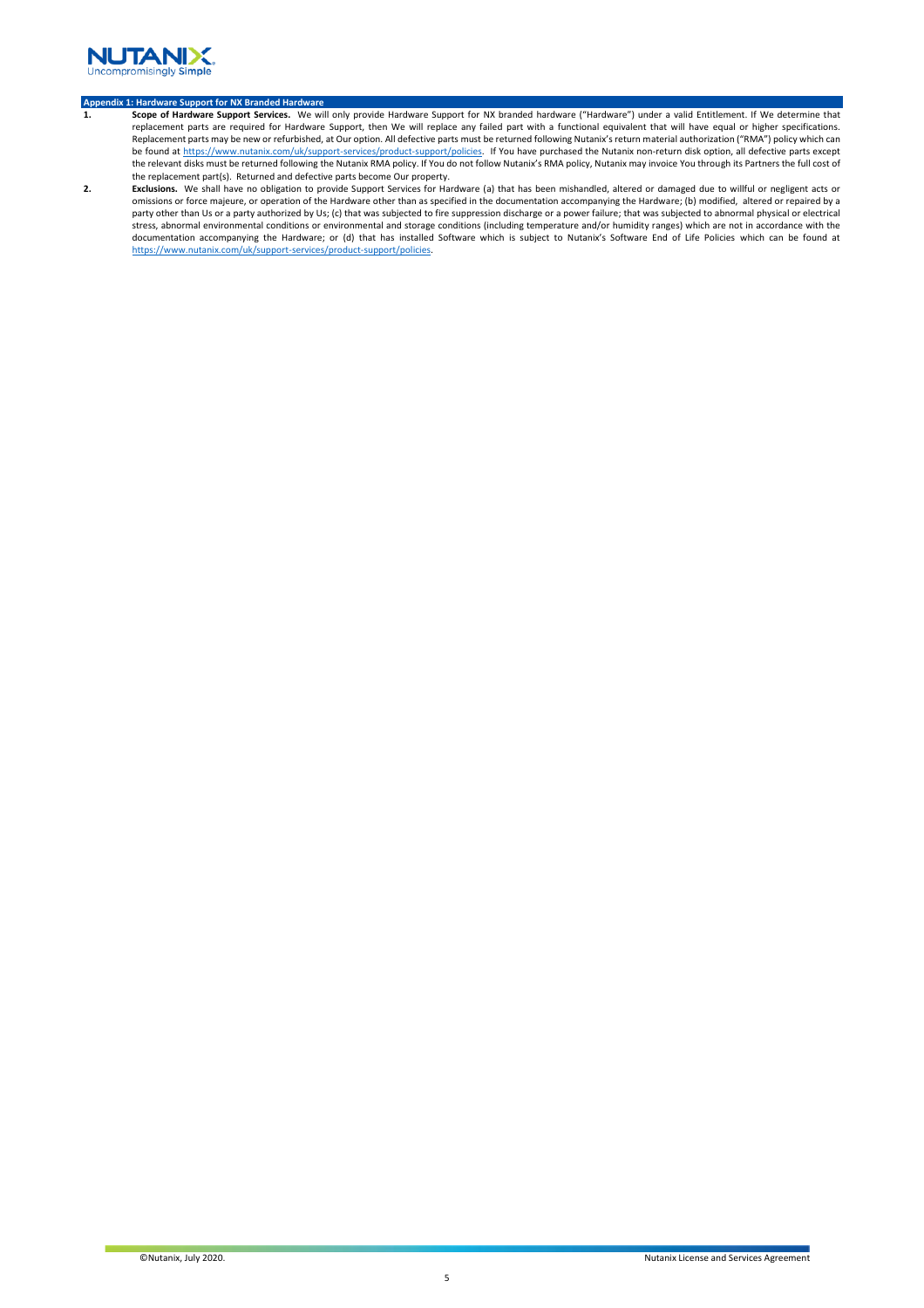## Appendix 1: Hardware Support for NX Branded Hardware

1. **Scope of Hardware Support Services.** We will only provide Hardware Support for NX branded hardware ("Hardware") under a valid Entitlement. If We determine that replacement parts are required for Hardware Support, then We will replace any failed part with a functional equivalent that will have equal or higher specifications. Replacement parts may be new or refurbished, at Our option. All defective parts must be returned following Nutanix's return material authorization ("RMA") policy which can be found at https://www.nutanix.com/uk/support-services/product-support/policies. If You have purchased the Nutanix non-return disk option, all defective parts except the relevant disks must be returned following the Nutanix RMA policy. If You do not follow Nutanix's RMA policy, Nutanix may invoice You through its Partners the full cost of the replacement part(s). Returned and defective parts become Our property.

2. **Exclusions.** We shall have no obligation to provide Support Services for Hardware (a) that has been mishandled, altered or damaged due to willful or negligent acts or omissions or force majeure, or operation of the Hardware other than as specified in the documentation accompanying the Hardware; (b) modified, altered or repaired by a party other than Us or a party authorized by Us; (c) that was subjected to fire suppression discharge or a power failure; that was subjected to abnormal physical or electrical stress, abnormal environmental conditions or environmental and storage conditions (including temperature and/or humidity ranges) which are not in accordance with the documentation accompanying the Hardware; or (d) that has installed Software which is subject to Nutanix's Software End of Life Policies which can be found at https://www.nutanix.com/uk/support-services/product-support/policies.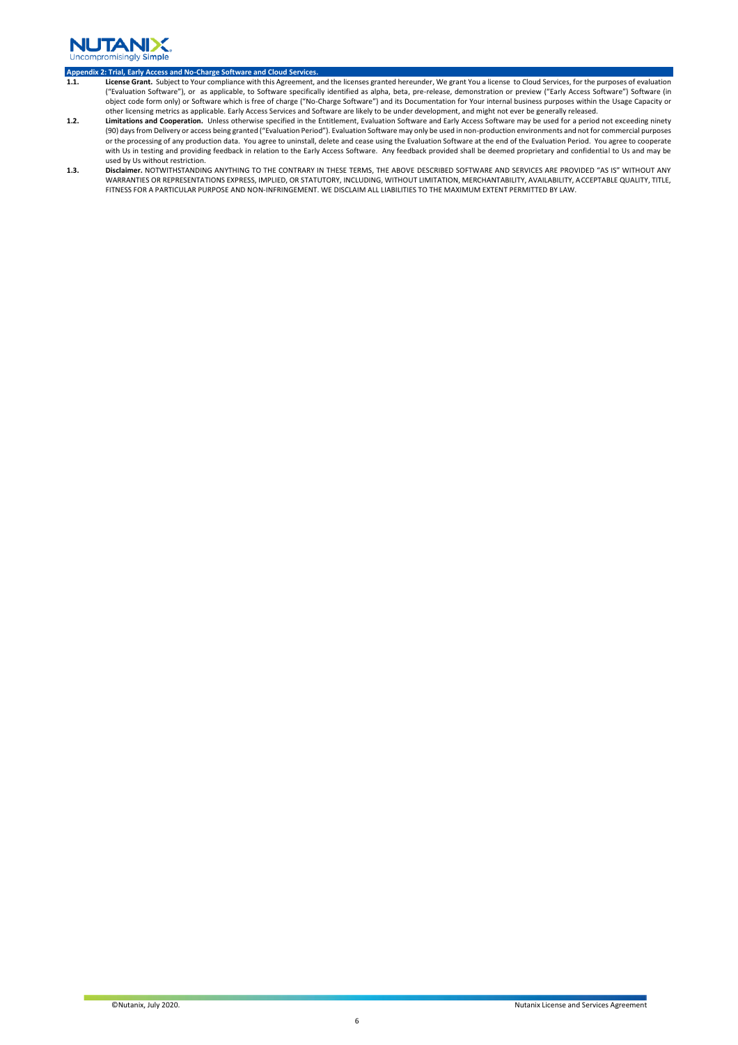## Appendix 2: Trial, Early Access and No-Charge Software and Cloud Services.

**1.1. License Grant.** Subject to Your compliance with this Agreement, and the licenses granted hereunder, We grant You a license to Cloud Services, for the purposes of evaluation ("Evaluation Software"), or as applicable, to Software specifically identified as alpha, beta, pre-release, demonstration or preview ("Early Access Software") Software (in object code form only) or Software which is free of charge ("No-Charge Software") and its Documentation for Your internal business purposes within the Usage Capacity or other licensing metrics as applicable. Early Access Services and Software are likely to be under development, and might not ever be generally released.

**1.2. Limitations and Cooperation.** Unless otherwise specified in the Entitlement, Evaluation Software and Early Access Software may be used for a period not exceeding ninety (90) days from Delivery or access being granted ("Evaluation Period"). Evaluation Software may only be used in non-production environments and not for commercial purposes or the processing of any production data. You agree to uninstall, delete and cease using the Evaluation Software at the end of the Evaluation Period. You agree to cooperate with Us in testing and providing feedback in relation to the Early Access Software. Any feedback provided shall be deemed proprietary and confidential to Us and may be used by Us without restriction.

**1.3. Disclaimer.** NOTWITHSTANDING ANYTHING TO THE CONTRARY IN THESE TERMS, THE ABOVE DESCRIBED SOFTWARE AND SERVICES ARE PROVIDED "AS IS" WITHOUT ANY WARRANTIES OR REPRESENTATIONS EXPRESS, IMPLIED, OR STATUTORY, INCLUDING, WITHOUT LIMITATION, MERCHANTABILITY, AVAILABILITY, ACCEPTABLE QUALITY, TITLE, FITNESS FOR A PARTICULAR PURPOSE AND NON-INFRINGEMENT. WE DISCLAIM ALL LIABILITIES TO THE MAXIMUM EXTENT PERMITTED BY LAW.